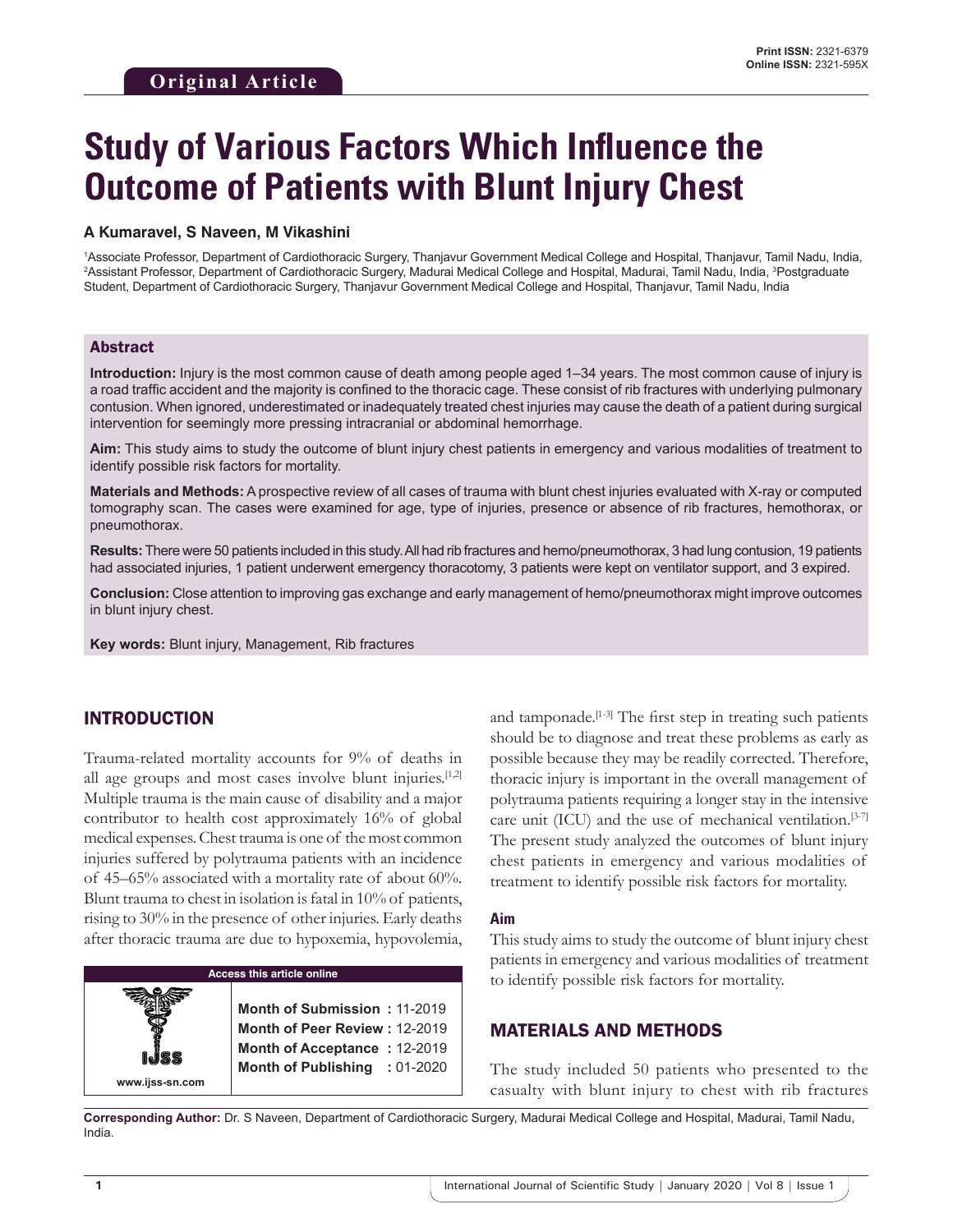Original Article

# Study of Various Factors Which Influence the Outcome of Patients with Blunt Injury Chest

**A Kumaravel, S Naveen, M Vikashini**

[1]Associate Professor, Department of Cardiothoracic Surgery, Thanjavur Government Medical College and Hospital, Thanjavur, Tamil Nadu, India, [2]Assistant Professor, Department of Cardiothoracic Surgery, Madurai Medical College and Hospital, Madurai, Tamil Nadu, India, [3]Postgraduate Student, Department of Cardiothoracic Surgery, Thanjavur Government Medical College and Hospital, Thanjavur, Tamil Nadu, India

## Abstract

**Introduction:** Injury is the most common cause of death among people aged 1–34 years. The most common cause of injury is a road traffic accident and the majority is confined to the thoracic cage. These consist of rib fractures with underlying pulmonary contusion. When ignored, underestimated or inadequately treated chest injuries may cause the death of a patient during surgical intervention for seemingly more pressing intracranial or abdominal hemorrhage.

**Aim:** This study aims to study the outcome of blunt injury chest patients in emergency and various modalities of treatment to identify possible risk factors for mortality.

**Materials and Methods:** A prospective review of all cases of trauma with blunt chest injuries evaluated with X-ray or computed tomography scan. The cases were examined for age, type of injuries, presence or absence of rib fractures, hemothorax, or pneumothorax.

**Results:** There were 50 patients included in this study. All had rib fractures and hemo/pneumothorax, 3 had lung contusion, 19 patients had associated injuries, 1 patient underwent emergency thoracotomy, 3 patients were kept on ventilator support, and 3 expired.

**Conclusion:** Close attention to improving gas exchange and early management of hemo/pneumothorax might improve outcomes in blunt injury chest.

**Key words:** Blunt injury, Management, Rib fractures

## INTRODUCTION

Trauma-related mortality accounts for 9% of deaths in all age groups and most cases involve blunt injuries.[1,2] Multiple trauma is the main cause of disability and a major contributor to health cost approximately 16% of global medical expenses. Chest trauma is one of the most common injuries suffered by polytrauma patients with an incidence of 45–65% associated with a mortality rate of about 60%. Blunt trauma to chest in isolation is fatal in 10% of patients, rising to 30% in the presence of other injuries. Early deaths after thoracic trauma are due to hypoxemia, hypovolemia, and tamponade.[1-3] The first step in treating such patients should be to diagnose and treat these problems as early as possible because they may be readily corrected. Therefore, thoracic injury is important in the overall management of polytrauma patients requiring a longer stay in the intensive care unit (ICU) and the use of mechanical ventilation.[3-7] The present study analyzed the outcomes of blunt injury chest patients in emergency and various modalities of treatment to identify possible risk factors for mortality.

### Aim

This study aims to study the outcome of blunt injury chest patients in emergency and various modalities of treatment to identify possible risk factors for mortality.

## MATERIALS AND METHODS

The study included 50 patients who presented to the casualty with blunt injury to chest with rib fractures

| Access this article online | |
|---|---|
| www.ijss-sn.com | **Month of Submission :** 11-2019 |
| | **Month of Peer Review :** 12-2019 |
| | **Month of Acceptance :** 12-2019 |
| | **Month of Publishing :** 01-2020 |

**Corresponding Author:** Dr. S Naveen, Department of Cardiothoracic Surgery, Madurai Medical College and Hospital, Madurai, Tamil Nadu, India.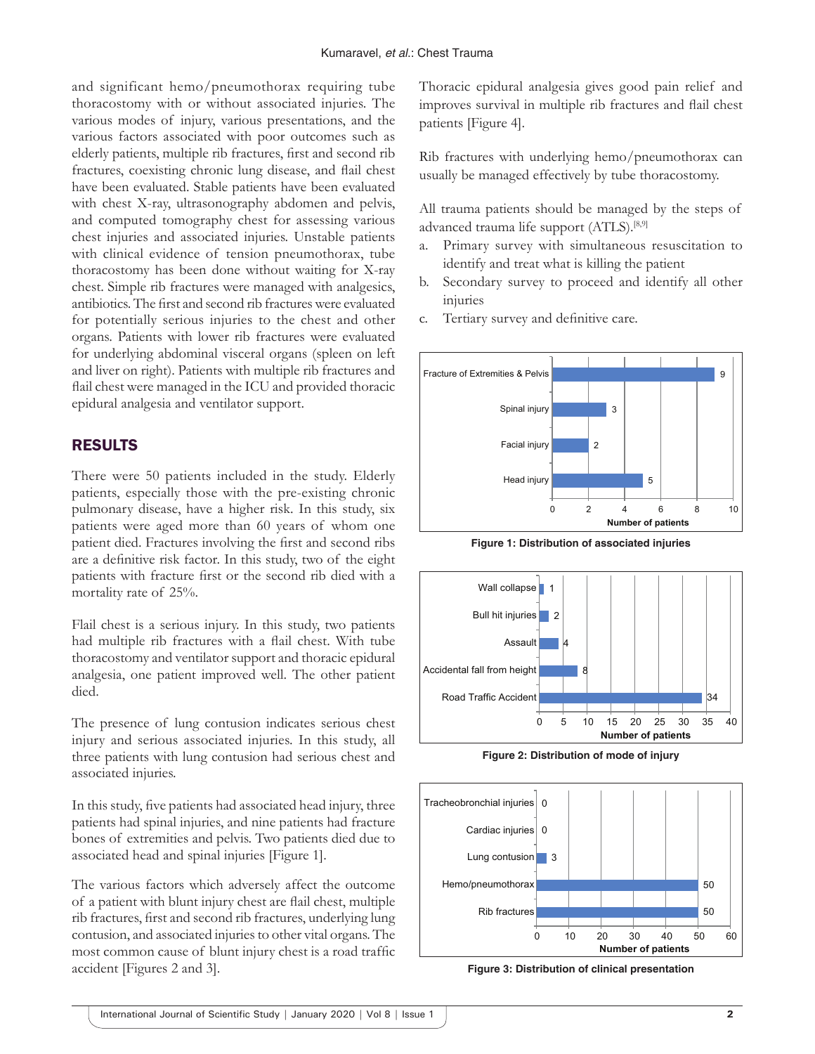and significant hemo/pneumothorax requiring tube thoracostomy with or without associated injuries. The various modes of injury, various presentations, and the various factors associated with poor outcomes such as elderly patients, multiple rib fractures, first and second rib fractures, coexisting chronic lung disease, and flail chest have been evaluated. Stable patients have been evaluated with chest X-ray, ultrasonography abdomen and pelvis, and computed tomography chest for assessing various chest injuries and associated injuries. Unstable patients with clinical evidence of tension pneumothorax, tube thoracostomy has been done without waiting for X-ray chest. Simple rib fractures were managed with analgesics, antibiotics. The first and second rib fractures were evaluated for potentially serious injuries to the chest and other organs. Patients with lower rib fractures were evaluated for underlying abdominal visceral organs (spleen on left and liver on right). Patients with multiple rib fractures and flail chest were managed in the ICU and provided thoracic epidural analgesia and ventilator support.

## RESULTS

There were 50 patients included in the study. Elderly patients, especially those with the pre-existing chronic pulmonary disease, have a higher risk. In this study, six patients were aged more than 60 years of whom one patient died. Fractures involving the first and second ribs are a definitive risk factor. In this study, two of the eight patients with fracture first or the second rib died with a mortality rate of 25%.

Flail chest is a serious injury. In this study, two patients had multiple rib fractures with a flail chest. With tube thoracostomy and ventilator support and thoracic epidural analgesia, one patient improved well. The other patient died.

The presence of lung contusion indicates serious chest injury and serious associated injuries. In this study, all three patients with lung contusion had serious chest and associated injuries.

In this study, five patients had associated head injury, three patients had spinal injuries, and nine patients had fracture bones of extremities and pelvis. Two patients died due to associated head and spinal injuries [Figure 1].

The various factors which adversely affect the outcome of a patient with blunt injury chest are flail chest, multiple rib fractures, first and second rib fractures, underlying lung contusion, and associated injuries to other vital organs. The most common cause of blunt injury chest is a road traffic accident [Figures 2 and 3].

Thoracic epidural analgesia gives good pain relief and improves survival in multiple rib fractures and flail chest patients [Figure 4].

Rib fractures with underlying hemo/pneumothorax can usually be managed effectively by tube thoracostomy.

All trauma patients should be managed by the steps of advanced trauma life support (ATLS).[8,9]

a. Primary survey with simultaneous resuscitation to identify and treat what is killing the patient
b. Secondary survey to proceed and identify all other injuries
c. Tertiary survey and definitive care.

| Associated injury | Number of patients |
|---|---|
| Fracture of Extremities & Pelvis | 9 |
| Spinal injury | 3 |
| Facial injury | 2 |
| Head injury | 5 |

**Figure 1: Distribution of associated injuries**

| Mode of injury | Number of patients |
|---|---|
| Wall collapse | 1 |
| Bull hit injuries | 2 |
| Assault | 4 |
| Accidental fall from height | 8 |
| Road Traffic Accident | 34 |

**Figure 2: Distribution of mode of injury**

| Clinical presentation | Number of patients |
|---|---|
| Tracheobronchial injuries | 0 |
| Cardiac injuries | 0 |
| Lung contusion | 3 |
| Hemo/pneumothorax | 50 |
| Rib fractures | 50 |

**Figure 3: Distribution of clinical presentation**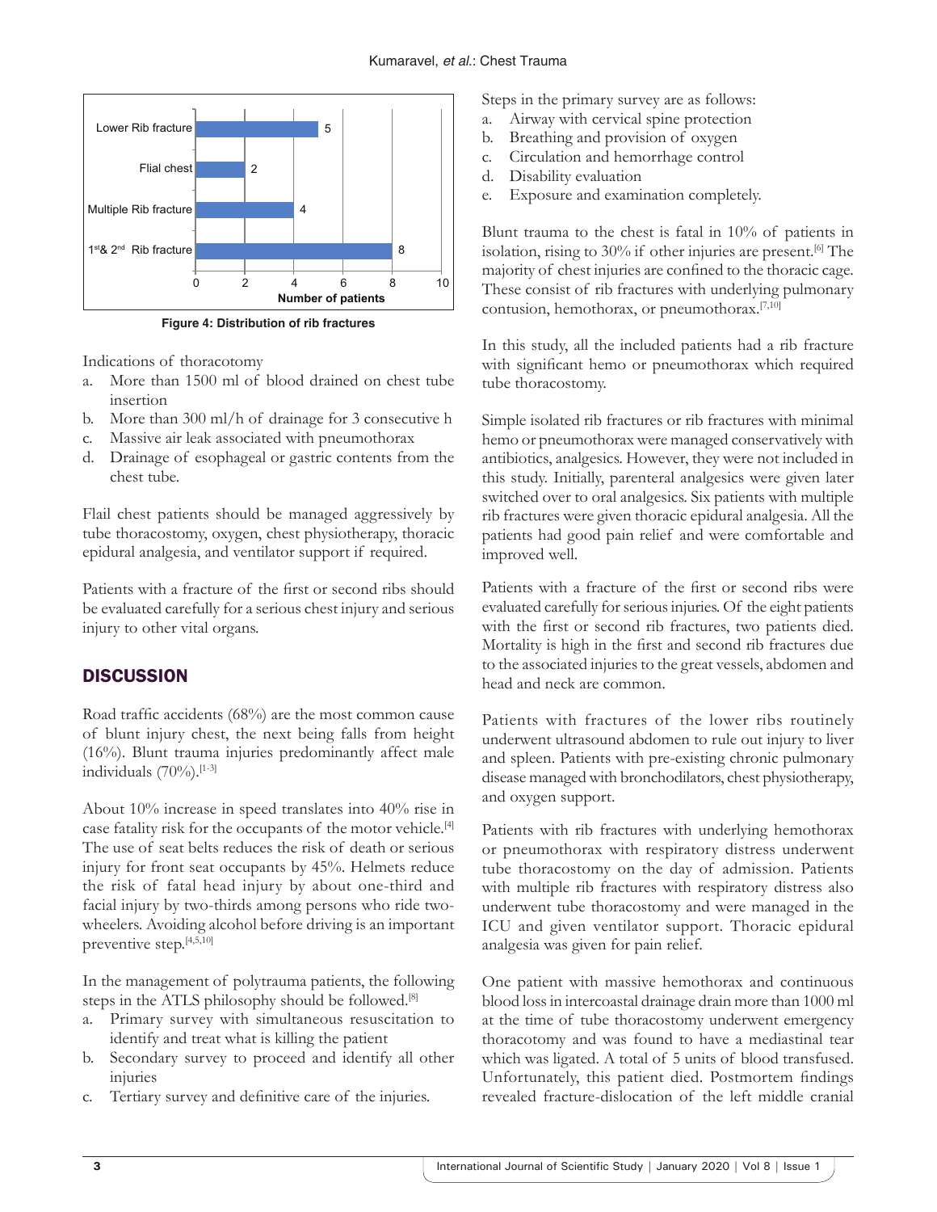Figure 4: Distribution of rib fractures

Indications of thoracotomy

a. More than 1500 ml of blood drained on chest tube insertion
b. More than 300 ml/h of drainage for 3 consecutive h
c. Massive air leak associated with pneumothorax
d. Drainage of esophageal or gastric contents from the chest tube.

Flail chest patients should be managed aggressively by tube thoracostomy, oxygen, chest physiotherapy, thoracic epidural analgesia, and ventilator support if required.

Patients with a fracture of the first or second ribs should be evaluated carefully for a serious chest injury and serious injury to other vital organs.

## DISCUSSION

Road traffic accidents (68%) are the most common cause of blunt injury chest, the next being falls from height (16%). Blunt trauma injuries predominantly affect male individuals (70%).[1-3]

About 10% increase in speed translates into 40% rise in case fatality risk for the occupants of the motor vehicle.[4] The use of seat belts reduces the risk of death or serious injury for front seat occupants by 45%. Helmets reduce the risk of fatal head injury by about one-third and facial injury by two-thirds among persons who ride two-wheelers. Avoiding alcohol before driving is an important preventive step.[4,5,10]

In the management of polytrauma patients, the following steps in the ATLS philosophy should be followed.[8]

a. Primary survey with simultaneous resuscitation to identify and treat what is killing the patient
b. Secondary survey to proceed and identify all other injuries
c. Tertiary survey and definitive care of the injuries.

Steps in the primary survey are as follows:

a. Airway with cervical spine protection
b. Breathing and provision of oxygen
c. Circulation and hemorrhage control
d. Disability evaluation
e. Exposure and examination completely.

Blunt trauma to the chest is fatal in 10% of patients in isolation, rising to 30% if other injuries are present.[6] The majority of chest injuries are confined to the thoracic cage. These consist of rib fractures with underlying pulmonary contusion, hemothorax, or pneumothorax.[7,10]

In this study, all the included patients had a rib fracture with significant hemo or pneumothorax which required tube thoracostomy.

Simple isolated rib fractures or rib fractures with minimal hemo or pneumothorax were managed conservatively with antibiotics, analgesics. However, they were not included in this study. Initially, parenteral analgesics were given later switched over to oral analgesics. Six patients with multiple rib fractures were given thoracic epidural analgesia. All the patients had good pain relief and were comfortable and improved well.

Patients with a fracture of the first or second ribs were evaluated carefully for serious injuries. Of the eight patients with the first or second rib fractures, two patients died. Mortality is high in the first and second rib fractures due to the associated injuries to the great vessels, abdomen and head and neck are common.

Patients with fractures of the lower ribs routinely underwent ultrasound abdomen to rule out injury to liver and spleen. Patients with pre-existing chronic pulmonary disease managed with bronchodilators, chest physiotherapy, and oxygen support.

Patients with rib fractures with underlying hemothorax or pneumothorax with respiratory distress underwent tube thoracostomy on the day of admission. Patients with multiple rib fractures with respiratory distress also underwent tube thoracostomy and were managed in the ICU and given ventilator support. Thoracic epidural analgesia was given for pain relief.

One patient with massive hemothorax and continuous blood loss in intercoastal drainage drain more than 1000 ml at the time of tube thoracostomy underwent emergency thoracotomy and was found to have a mediastinal tear which was ligated. A total of 5 units of blood transfused. Unfortunately, this patient died. Postmortem findings revealed fracture-dislocation of the left middle cranial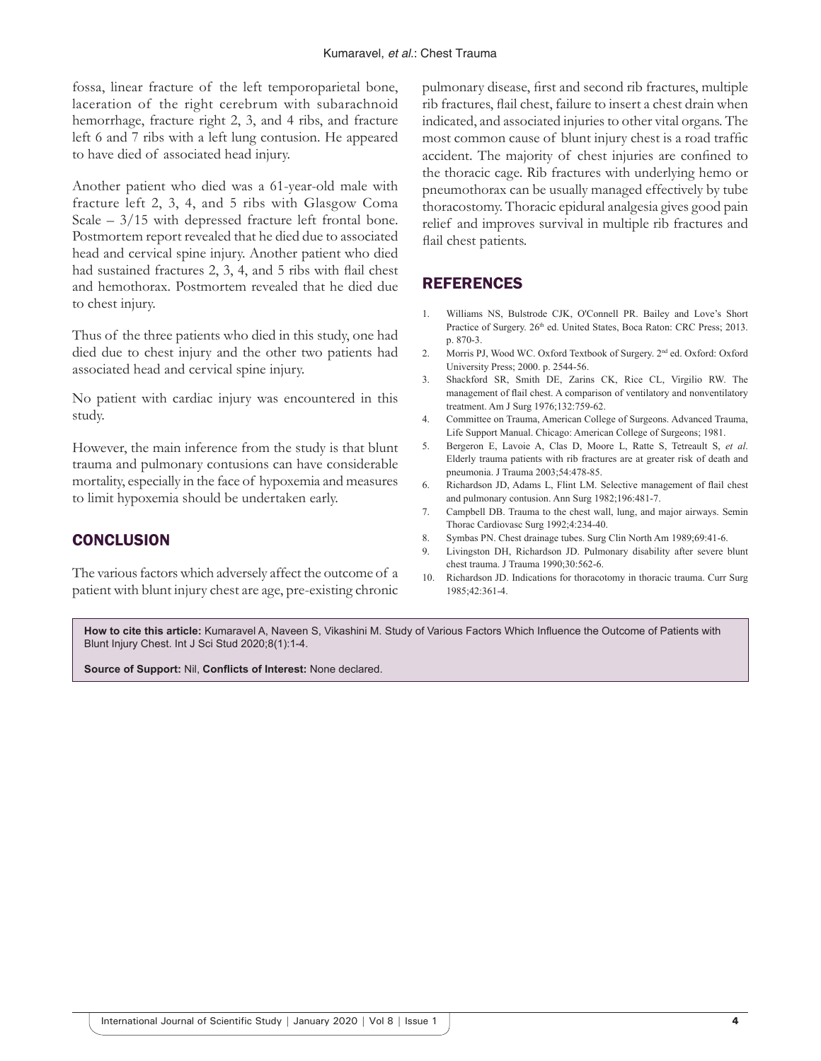fossa, linear fracture of the left temporoparietal bone, laceration of the right cerebrum with subarachnoid hemorrhage, fracture right 2, 3, and 4 ribs, and fracture left 6 and 7 ribs with a left lung contusion. He appeared to have died of associated head injury.

Another patient who died was a 61-year-old male with fracture left 2, 3, 4, and 5 ribs with Glasgow Coma Scale – 3/15 with depressed fracture left frontal bone. Postmortem report revealed that he died due to associated head and cervical spine injury. Another patient who died had sustained fractures 2, 3, 4, and 5 ribs with flail chest and hemothorax. Postmortem revealed that he died due to chest injury.

Thus of the three patients who died in this study, one had died due to chest injury and the other two patients had associated head and cervical spine injury.

No patient with cardiac injury was encountered in this study.

However, the main inference from the study is that blunt trauma and pulmonary contusions can have considerable mortality, especially in the face of hypoxemia and measures to limit hypoxemia should be undertaken early.

## CONCLUSION

The various factors which adversely affect the outcome of a patient with blunt injury chest are age, pre-existing chronic pulmonary disease, first and second rib fractures, multiple rib fractures, flail chest, failure to insert a chest drain when indicated, and associated injuries to other vital organs. The most common cause of blunt injury chest is a road traffic accident. The majority of chest injuries are confined to the thoracic cage. Rib fractures with underlying hemo or pneumothorax can be usually managed effectively by tube thoracostomy. Thoracic epidural analgesia gives good pain relief and improves survival in multiple rib fractures and flail chest patients.

## REFERENCES

1. Williams NS, Bulstrode CJK, O'Connell PR. Bailey and Love's Short Practice of Surgery. 26th ed. United States, Boca Raton: CRC Press; 2013. p. 870-3.
2. Morris PJ, Wood WC. Oxford Textbook of Surgery. 2nd ed. Oxford: Oxford University Press; 2000. p. 2544-56.
3. Shackford SR, Smith DE, Zarins CK, Rice CL, Virgilio RW. The management of flail chest. A comparison of ventilatory and nonventilatory treatment. Am J Surg 1976;132:759-62.
4. Committee on Trauma, American College of Surgeons. Advanced Trauma, Life Support Manual. Chicago: American College of Surgeons; 1981.
5. Bergeron E, Lavoie A, Clas D, Moore L, Ratte S, Tetreault S, *et al*. Elderly trauma patients with rib fractures are at greater risk of death and pneumonia. J Trauma 2003;54:478-85.
6. Richardson JD, Adams L, Flint LM. Selective management of flail chest and pulmonary contusion. Ann Surg 1982;196:481-7.
7. Campbell DB. Trauma to the chest wall, lung, and major airways. Semin Thorac Cardiovasc Surg 1992;4:234-40.
8. Symbas PN. Chest drainage tubes. Surg Clin North Am 1989;69:41-6.
9. Livingston DH, Richardson JD. Pulmonary disability after severe blunt chest trauma. J Trauma 1990;30:562-6.
10. Richardson JD. Indications for thoracotomy in thoracic trauma. Curr Surg 1985;42:361-4.

**How to cite this article:** Kumaravel A, Naveen S, Vikashini M. Study of Various Factors Which Influence the Outcome of Patients with Blunt Injury Chest. Int J Sci Stud 2020;8(1):1-4.

**Source of Support:** Nil, **Conflicts of Interest:** None declared.